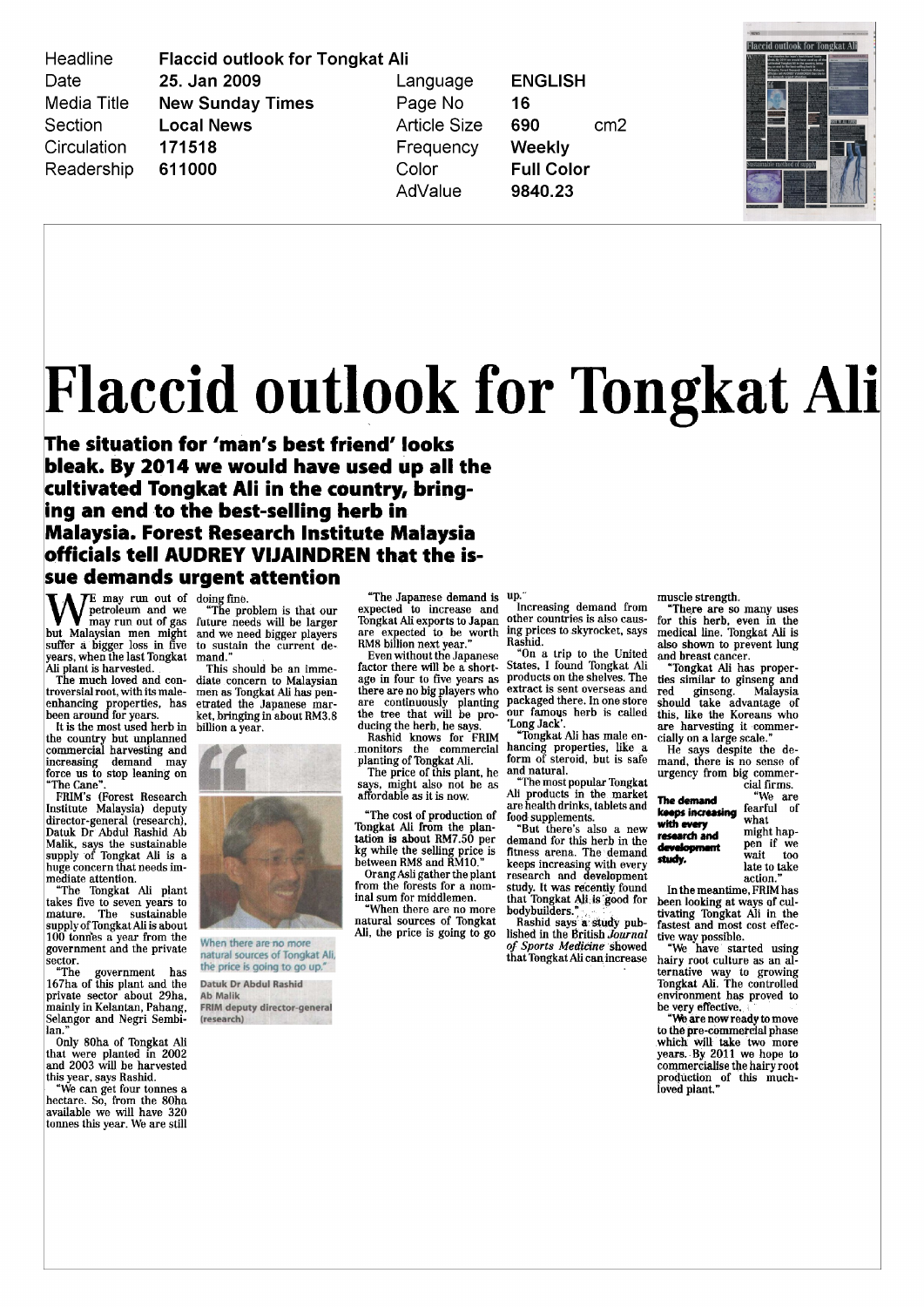| Headline | Flaccid outlook for Tongkat Ali | | | |
| --- | --- | --- | --- | --- |
| Date | 25. Jan 2009 | Language | ENGLISH | |
| Media Title | New Sunday Times | Page No | 16 | |
| Section | Local News | Article Size | 690 | cm2 |
| Circulation | 171518 | Frequency | Weekly | |
| Readership | 611000 | Color | Full Color | |
| | | AdValue | 9840.23 | |

# Flaccid outlook for Tongkat Ali

**The situation for 'man's best friend' looks bleak. By 2014 we would have used up all the cultivated Tongkat Ali in the country, bringing an end to the best-selling herb in Malaysia. Forest Research Institute Malaysia officials tell AUDREY VIJAINDREN that the issue demands urgent attention**

WE may run out of petroleum and we may run out of gas but Malaysian men might suffer a bigger loss in five years, when the last Tongkat Ali plant is harvested.

The much loved and controversial root, with its male-enhancing properties, has been around for years.

It is the most used herb in the country but unplanned commercial harvesting and increasing demand may force us to stop leaning on "The Cane".

FRIM's (Forest Research Institute Malaysia) deputy director-general (research), Datuk Dr Abdul Rashid Ab Malik, says the sustainable supply of Tongkat Ali is a huge concern that needs immediate attention.

"The Tongkat Ali plant takes five to seven years to mature. The sustainable supply of Tongkat Ali is about 100 tonnes a year from the government and the private sector.

"The government has 167ha of this plant and the private sector about 29ha, mainly in Kelantan, Pahang, Selangor and Negri Sembilan."

Only 80ha of Tongkat Ali that were planted in 2002 and 2003 will be harvested this year, says Rashid.

"We can get four tonnes a hectare. So, from the 80ha available we will have 320 tonnes this year. We are still doing fine.

"The problem is that our future needs will be larger and we need bigger players to sustain the current demand."

This should be an immediate concern to Malaysian men as Tongkat Ali has penetrated the Japanese market, bringing in about RM3.8 billion a year.

> When there are no more natural sources of Tongkat Ali, the price is going to go up."
>
> **Datuk Dr Abdul Rashid Ab Malik**
> **FRIM deputy director-general (research)**

"The Japanese demand is expected to increase and Tongkat Ali exports to Japan are expected to be worth RM8 billion next year."

Even without the Japanese factor there will be a shortage in four to five years as there are no big players who are continuously planting the tree that will be producing the herb, he says.

Rashid knows for FRIM monitors the commercial planting of Tongkat Ali.

The price of this plant, he says, might also not be as affordable as it is now.

"The cost of production of Tongkat Ali from the plantation is about RM7.50 per kg while the selling price is between RM8 and RM10."

Orang Asli gather the plant from the forests for a nominal sum for middlemen.

"When there are no more natural sources of Tongkat Ali, the price is going to go up."

Increasing demand from other countries is also causing prices to skyrocket, says Rashid.

"On a trip to the United States, I found Tongkat Ali products on the shelves. The extract is sent overseas and packaged there. In one store our famous herb is called 'Long Jack'.

"Tongkat Ali has male enhancing properties, like a form of steroid, but is safe and natural.

"The most popular Tongkat Ali products in the market are health drinks, tablets and food supplements.

"But there's also a new demand for this herb in the fitness arena. The demand keeps increasing with every research and development study. It was recently found that Tongkat Ali is good for bodybuilders."

Rashid says a study published in the British *Journal of Sports Medicine* showed that Tongkat Ali can increase muscle strength.

"There are so many uses for this herb, even in the medical line. Tongkat Ali is also shown to prevent lung and breast cancer.

"Tongkat Ali has properties similar to ginseng and red ginseng. Malaysia should take advantage of this, like the Koreans who are harvesting it commercially on a large scale."

> **The demand keeps increasing with every research and development study.**

He says despite the demand, there is no sense of urgency from big commercial firms.

"We are fearful of what might happen if we wait too late to take action."

In the meantime, FRIM has been looking at ways of cultivating Tongkat Ali in the fastest and most cost effective way possible.

"We have started using hairy root culture as an alternative way to growing Tongkat Ali. The controlled environment has proved to be very effective.

"We are now ready to move to the pre-commercial phase which will take two more years. By 2011 we hope to commercialise the hairy root production of this much-loved plant."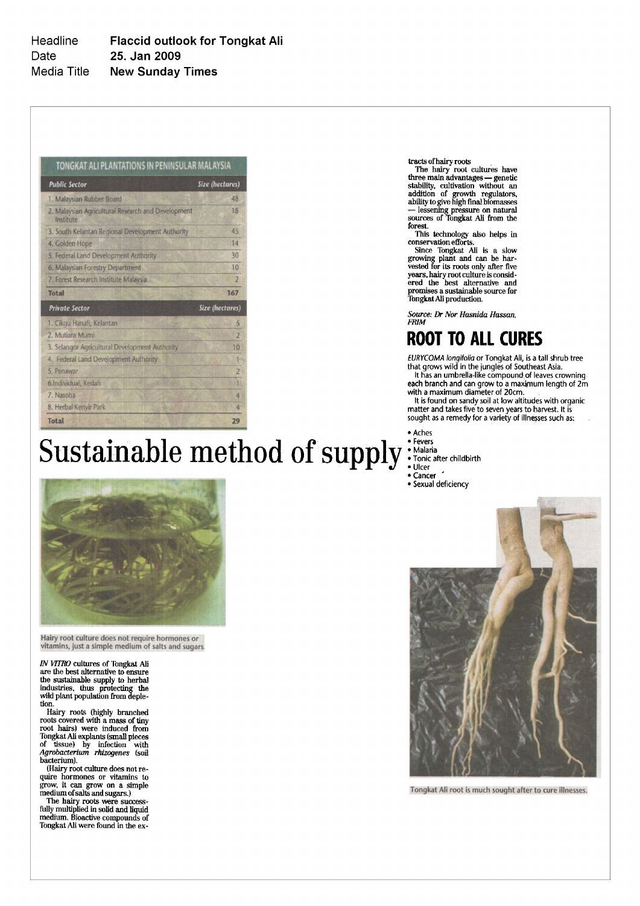Headline **Flaccid outlook for Tongkat Ali**
Date **25. Jan 2009**
Media Title **New Sunday Times**

## TONGKAT ALI PLANTATIONS IN PENINSULAR MALAYSIA

| Public Sector | Size (hectares) |
|---|---|
| 1. Malaysian Rubber Board | 48 |
| 2. Malaysian Agricultural Research and Development Institute | 18 |
| 3. South Kelantan Regional Development Authority | 45 |
| 4. Golden Hope | 14 |
| 5. Federal Land Development Authority | 30 |
| 6. Malaysian Forestry Department | 10 |
| 7. Forest Research Institute Malaysia | 2 |
| Total | 167 |
| **Private Sector** | **Size (hectares)** |
| 1. Cikgu Hanafi, Kelantan | 5 |
| 2. Mutiara Murni | 2 |
| 3. Selangor Agricultural Development Authority | 10 |
| 4. Federal Land Development Authority | 1 |
| 5. Penawar | 2 |
| 6. Individual, Kedah | 1 |
| 7. Nasoha | 4 |
| 8. Herbal Kenyir Park | 4 |
| Total | 29 |

# Sustainable method of supply

Hairy root culture does not require hormones or vitamins, just a simple medium of salts and sugars.

*IN VITRO* cultures of Tongkat Ali are the best alternative to ensure the sustainable supply to herbal industries, thus protecting the wild plant population from depletion.

Hairy roots (highly branched roots covered with a mass of tiny root hairs) were induced from Tongkat Ali explants (small pieces of tissue) by infection with *Agrobacterium rhizogenes* (soil bacterium).

(Hairy root culture does not require hormones or vitamins to grow, it can grow on a simple medium of salts and sugars.)

The hairy roots were successfully multiplied in solid and liquid medium. Bioactive compounds of Tongkat Ali were found in the extracts of hairy roots

The hairy root cultures have three main advantages — genetic stability, cultivation without an addition of growth regulators, ability to give high final biomasses — lessening pressure on natural sources of Tongkat Ali from the forest.

This technology also helps in conservation efforts.

Since Tongkat Ali is a slow growing plant and can be harvested for its roots only after five years, hairy root culture is considered the best alternative and promises a sustainable source for Tongkat Ali production.

*Source: Dr Nor Hasnida Hassan, FRIM*

## ROOT TO ALL CURES

*EURYCOMA longifolia* or Tongkat Ali, is a tall shrub tree that grows wild in the jungles of Southeast Asia.

It has an umbrella-like compound of leaves crowning each branch and can grow to a maximum length of 2m with a maximum diameter of 20cm.

It is found on sandy soil at low altitudes with organic matter and takes five to seven years to harvest. It is sought as a remedy for a variety of illnesses such as:

- Aches
- Fevers
- Malaria
- Tonic after childbirth
- Ulcer
- Cancer
- Sexual deficiency

Tongkat Ali root is much sought after to cure illnesses.